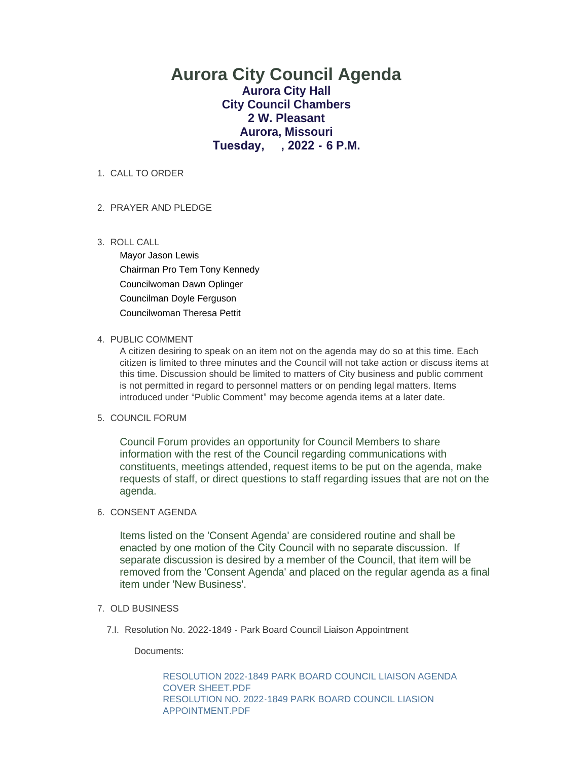# Aurora City Council Agenda

**Aurora City Hall**
**City Council Chambers**
**2 W. Pleasant**
**Aurora, Missouri**
**Tuesday,     , 2022 - 6 P.M.**

1. CALL TO ORDER

2. PRAYER AND PLEDGE

3. ROLL CALL

   Mayor Jason Lewis
   Chairman Pro Tem Tony Kennedy
   Councilwoman Dawn Oplinger
   Councilman Doyle Ferguson
   Councilwoman Theresa Pettit

4. PUBLIC COMMENT

   A citizen desiring to speak on an item not on the agenda may do so at this time. Each citizen is limited to three minutes and the Council will not take action or discuss items at this time. Discussion should be limited to matters of City business and public comment is not permitted in regard to personnel matters or on pending legal matters. Items introduced under "Public Comment" may become agenda items at a later date.

5. COUNCIL FORUM

   Council Forum provides an opportunity for Council Members to share information with the rest of the Council regarding communications with constituents, meetings attended, request items to be put on the agenda, make requests of staff, or direct questions to staff regarding issues that are not on the agenda.

6. CONSENT AGENDA

   Items listed on the 'Consent Agenda' are considered routine and shall be enacted by one motion of the City Council with no separate discussion. If separate discussion is desired by a member of the Council, that item will be removed from the 'Consent Agenda' and placed on the regular agenda as a final item under 'New Business'.

7. OLD BUSINESS

   7.I. Resolution No. 2022-1849 - Park Board Council Liaison Appointment

      Documents:

         RESOLUTION 2022-1849 PARK BOARD COUNCIL LIAISON AGENDA COVER SHEET.PDF
         RESOLUTION NO. 2022-1849 PARK BOARD COUNCIL LIASION APPOINTMENT.PDF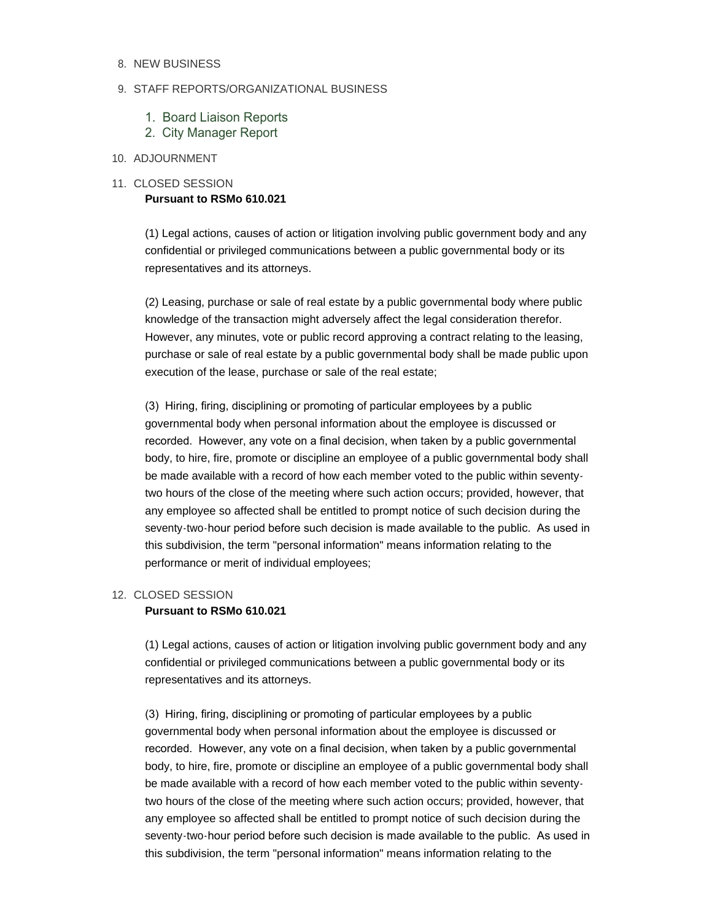8. NEW BUSINESS

9. STAFF REPORTS/ORGANIZATIONAL BUSINESS

    1. Board Liaison Reports
    2. City Manager Report

10. ADJOURNMENT

11. CLOSED SESSION

    **Pursuant to RSMo 610.021**

    (1) Legal actions, causes of action or litigation involving public government body and any confidential or privileged communications between a public governmental body or its representatives and its attorneys.

    (2) Leasing, purchase or sale of real estate by a public governmental body where public knowledge of the transaction might adversely affect the legal consideration therefor. However, any minutes, vote or public record approving a contract relating to the leasing, purchase or sale of real estate by a public governmental body shall be made public upon execution of the lease, purchase or sale of the real estate;

    (3) Hiring, firing, disciplining or promoting of particular employees by a public governmental body when personal information about the employee is discussed or recorded. However, any vote on a final decision, when taken by a public governmental body, to hire, fire, promote or discipline an employee of a public governmental body shall be made available with a record of how each member voted to the public within seventy-two hours of the close of the meeting where such action occurs; provided, however, that any employee so affected shall be entitled to prompt notice of such decision during the seventy-two-hour period before such decision is made available to the public. As used in this subdivision, the term "personal information" means information relating to the performance or merit of individual employees;

12. CLOSED SESSION

    **Pursuant to RSMo 610.021**

    (1) Legal actions, causes of action or litigation involving public government body and any confidential or privileged communications between a public governmental body or its representatives and its attorneys.

    (3) Hiring, firing, disciplining or promoting of particular employees by a public governmental body when personal information about the employee is discussed or recorded. However, any vote on a final decision, when taken by a public governmental body, to hire, fire, promote or discipline an employee of a public governmental body shall be made available with a record of how each member voted to the public within seventy-two hours of the close of the meeting where such action occurs; provided, however, that any employee so affected shall be entitled to prompt notice of such decision during the seventy-two-hour period before such decision is made available to the public. As used in this subdivision, the term "personal information" means information relating to the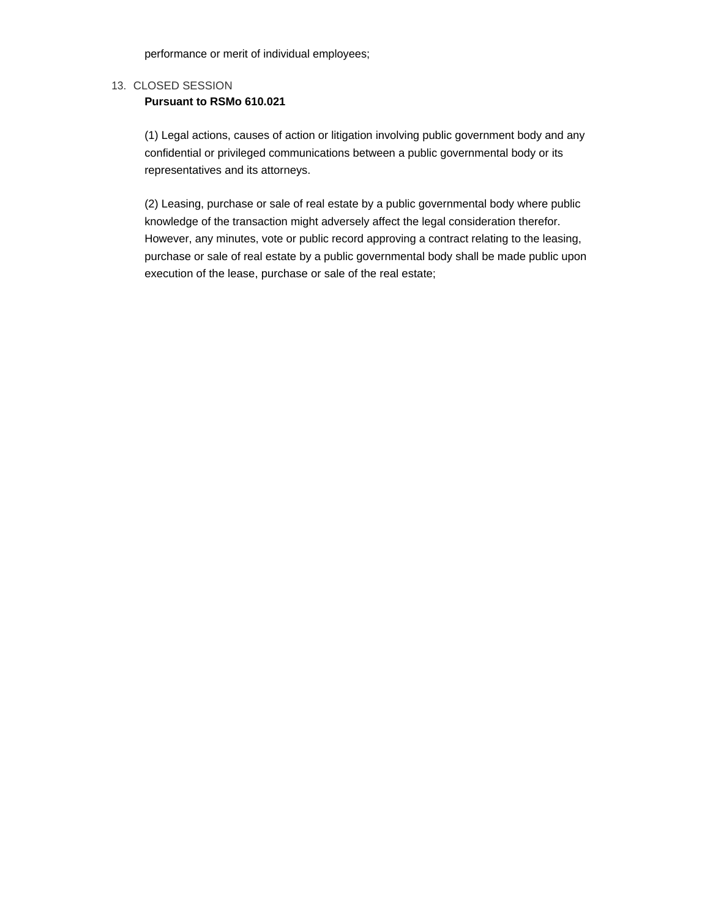performance or merit of individual employees;

13. CLOSED SESSION

    **Pursuant to RSMo 610.021**

    (1) Legal actions, causes of action or litigation involving public government body and any confidential or privileged communications between a public governmental body or its representatives and its attorneys.

    (2) Leasing, purchase or sale of real estate by a public governmental body where public knowledge of the transaction might adversely affect the legal consideration therefor. However, any minutes, vote or public record approving a contract relating to the leasing, purchase or sale of real estate by a public governmental body shall be made public upon execution of the lease, purchase or sale of the real estate;